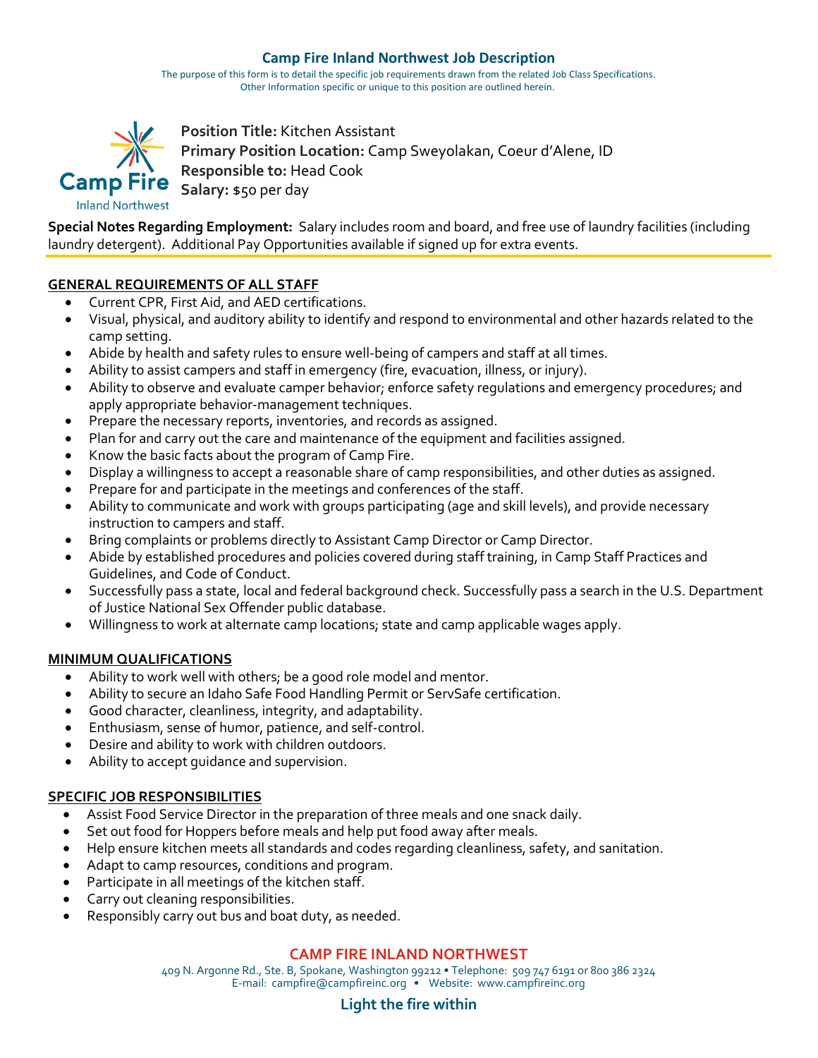# Camp Fire Inland Northwest Job Description

The purpose of this form is to detail the specific job requirements drawn from the related Job Class Specifications.
Other Information specific or unique to this position are outlined herein.

Camp Fire
Inland Northwest

**Position Title:** Kitchen Assistant
**Primary Position Location:** Camp Sweyolakan, Coeur d'Alene, ID
**Responsible to:** Head Cook
**Salary:** $50 per day

**Special Notes Regarding Employment:** Salary includes room and board, and free use of laundry facilities (including laundry detergent). Additional Pay Opportunities available if signed up for extra events.

## GENERAL REQUIREMENTS OF ALL STAFF

- Current CPR, First Aid, and AED certifications.
- Visual, physical, and auditory ability to identify and respond to environmental and other hazards related to the camp setting.
- Abide by health and safety rules to ensure well-being of campers and staff at all times.
- Ability to assist campers and staff in emergency (fire, evacuation, illness, or injury).
- Ability to observe and evaluate camper behavior; enforce safety regulations and emergency procedures; and apply appropriate behavior-management techniques.
- Prepare the necessary reports, inventories, and records as assigned.
- Plan for and carry out the care and maintenance of the equipment and facilities assigned.
- Know the basic facts about the program of Camp Fire.
- Display a willingness to accept a reasonable share of camp responsibilities, and other duties as assigned.
- Prepare for and participate in the meetings and conferences of the staff.
- Ability to communicate and work with groups participating (age and skill levels), and provide necessary instruction to campers and staff.
- Bring complaints or problems directly to Assistant Camp Director or Camp Director.
- Abide by established procedures and policies covered during staff training, in Camp Staff Practices and Guidelines, and Code of Conduct.
- Successfully pass a state, local and federal background check. Successfully pass a search in the U.S. Department of Justice National Sex Offender public database.
- Willingness to work at alternate camp locations; state and camp applicable wages apply.

## MINIMUM QUALIFICATIONS

- Ability to work well with others; be a good role model and mentor.
- Ability to secure an Idaho Safe Food Handling Permit or ServSafe certification.
- Good character, cleanliness, integrity, and adaptability.
- Enthusiasm, sense of humor, patience, and self-control.
- Desire and ability to work with children outdoors.
- Ability to accept guidance and supervision.

## SPECIFIC JOB RESPONSIBILITIES

- Assist Food Service Director in the preparation of three meals and one snack daily.
- Set out food for Hoppers before meals and help put food away after meals.
- Help ensure kitchen meets all standards and codes regarding cleanliness, safety, and sanitation.
- Adapt to camp resources, conditions and program.
- Participate in all meetings of the kitchen staff.
- Carry out cleaning responsibilities.
- Responsibly carry out bus and boat duty, as needed.

**CAMP FIRE INLAND NORTHWEST**
409 N. Argonne Rd., Ste. B, Spokane, Washington 99212 • Telephone: 509 747 6191 or 800 386 2324
E-mail: campfire@campfireinc.org • Website: www.campfireinc.org

**Light the fire within**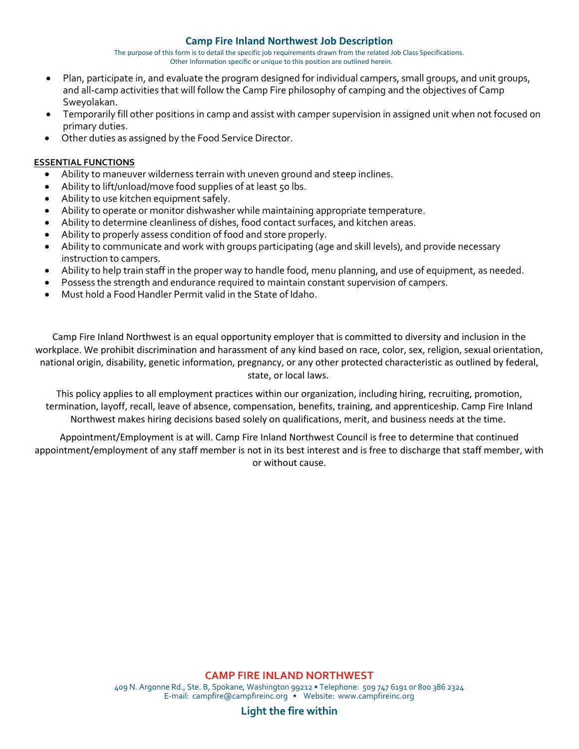Camp Fire Inland Northwest Job Description

The purpose of this form is to detail the specific job requirements drawn from the related Job Class Specifications. Other Information specific or unique to this position are outlined herein.

- Plan, participate in, and evaluate the program designed for individual campers, small groups, and unit groups, and all-camp activities that will follow the Camp Fire philosophy of camping and the objectives of Camp Sweyolakan.
- Temporarily fill other positions in camp and assist with camper supervision in assigned unit when not focused on primary duties.
- Other duties as assigned by the Food Service Director.

**ESSENTIAL FUNCTIONS**

- Ability to maneuver wilderness terrain with uneven ground and steep inclines.
- Ability to lift/unload/move food supplies of at least 50 lbs.
- Ability to use kitchen equipment safely.
- Ability to operate or monitor dishwasher while maintaining appropriate temperature.
- Ability to determine cleanliness of dishes, food contact surfaces, and kitchen areas.
- Ability to properly assess condition of food and store properly.
- Ability to communicate and work with groups participating (age and skill levels), and provide necessary instruction to campers.
- Ability to help train staff in the proper way to handle food, menu planning, and use of equipment, as needed.
- Possess the strength and endurance required to maintain constant supervision of campers.
- Must hold a Food Handler Permit valid in the State of Idaho.

Camp Fire Inland Northwest is an equal opportunity employer that is committed to diversity and inclusion in the workplace. We prohibit discrimination and harassment of any kind based on race, color, sex, religion, sexual orientation, national origin, disability, genetic information, pregnancy, or any other protected characteristic as outlined by federal, state, or local laws.

This policy applies to all employment practices within our organization, including hiring, recruiting, promotion, termination, layoff, recall, leave of absence, compensation, benefits, training, and apprenticeship. Camp Fire Inland Northwest makes hiring decisions based solely on qualifications, merit, and business needs at the time.

Appointment/Employment is at will. Camp Fire Inland Northwest Council is free to determine that continued appointment/employment of any staff member is not in its best interest and is free to discharge that staff member, with or without cause.

**CAMP FIRE INLAND NORTHWEST**

409 N. Argonne Rd., Ste. B, Spokane, Washington 99212 • Telephone: 509 747 6191 or 800 386 2324
E-mail: campfire@campfireinc.org • Website: www.campfireinc.org

**Light the fire within**